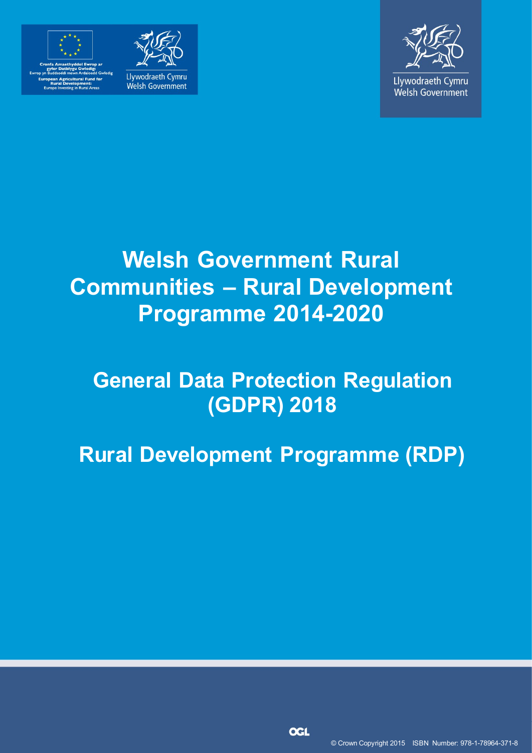Cronfa Amaethyddol Ewrop ar gyfer Datblygu Gwledig: Ewrop yn Buddsoddi mewn Ardaloedd Gwledig
European Agricultural Fund for Rural Development: Europe Investing in Rural Areas

Llywodraeth Cymru
Welsh Government

Llywodraeth Cymru
Welsh Government

# Welsh Government Rural Communities – Rural Development Programme 2014-2020

## General Data Protection Regulation (GDPR) 2018

## Rural Development Programme (RDP)

OGL

© Crown Copyright 2015 ISBN Number: 978-1-78964-371-8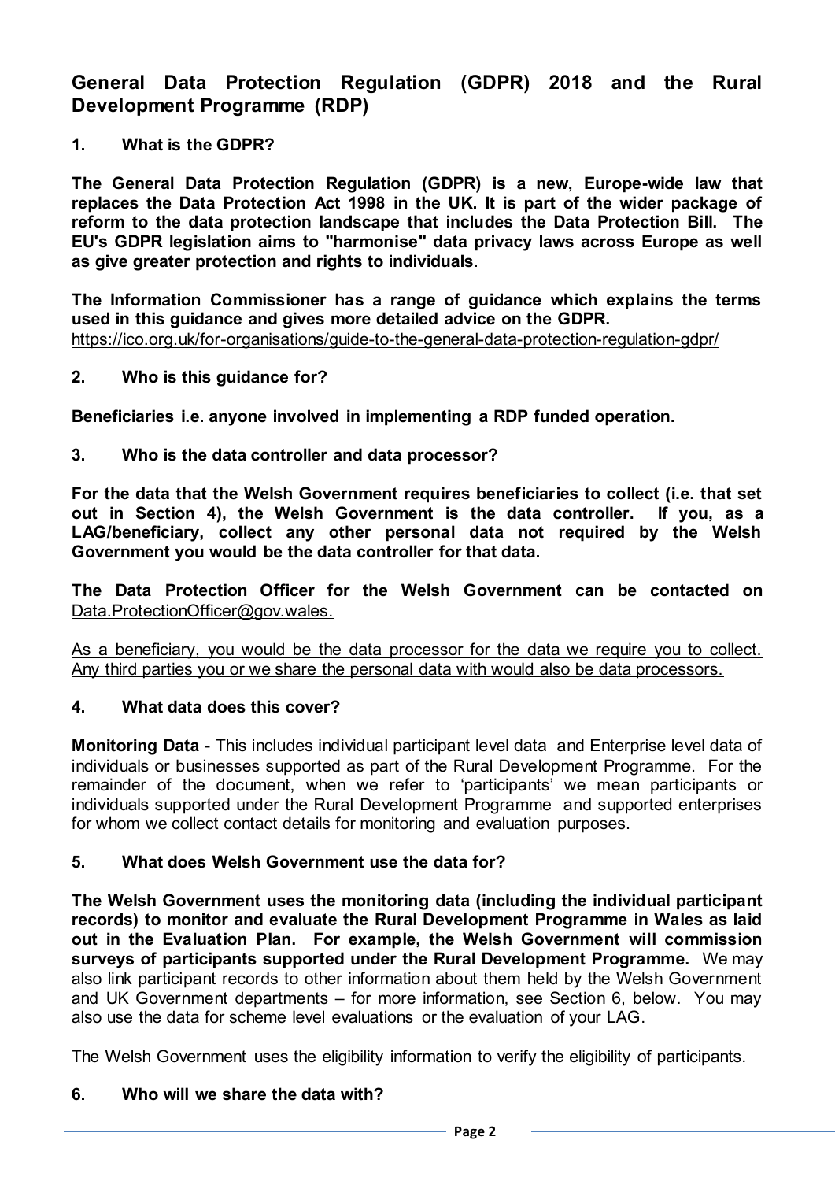## General Data Protection Regulation (GDPR) 2018 and the Rural Development Programme (RDP)

### 1. What is the GDPR?

**The General Data Protection Regulation (GDPR) is a new, Europe-wide law that replaces the Data Protection Act 1998 in the UK. It is part of the wider package of reform to the data protection landscape that includes the Data Protection Bill. The EU's GDPR legislation aims to "harmonise" data privacy laws across Europe as well as give greater protection and rights to individuals.**

**The Information Commissioner has a range of guidance which explains the terms used in this guidance and gives more detailed advice on the GDPR.**
https://ico.org.uk/for-organisations/guide-to-the-general-data-protection-regulation-gdpr/

### 2. Who is this guidance for?

**Beneficiaries i.e. anyone involved in implementing a RDP funded operation.**

### 3. Who is the data controller and data processor?

**For the data that the Welsh Government requires beneficiaries to collect (i.e. that set out in Section 4), the Welsh Government is the data controller. If you, as a LAG/beneficiary, collect any other personal data not required by the Welsh Government you would be the data controller for that data.**

**The Data Protection Officer for the Welsh Government can be contacted on** Data.ProtectionOfficer@gov.wales.

As a beneficiary, you would be the data processor for the data we require you to collect. Any third parties you or we share the personal data with would also be data processors.

### 4. What data does this cover?

**Monitoring Data** - This includes individual participant level data and Enterprise level data of individuals or businesses supported as part of the Rural Development Programme. For the remainder of the document, when we refer to 'participants' we mean participants or individuals supported under the Rural Development Programme and supported enterprises for whom we collect contact details for monitoring and evaluation purposes.

### 5. What does Welsh Government use the data for?

**The Welsh Government uses the monitoring data (including the individual participant records) to monitor and evaluate the Rural Development Programme in Wales as laid out in the Evaluation Plan. For example, the Welsh Government will commission surveys of participants supported under the Rural Development Programme.** We may also link participant records to other information about them held by the Welsh Government and UK Government departments – for more information, see Section 6, below. You may also use the data for scheme level evaluations or the evaluation of your LAG.

The Welsh Government uses the eligibility information to verify the eligibility of participants.

### 6. Who will we share the data with?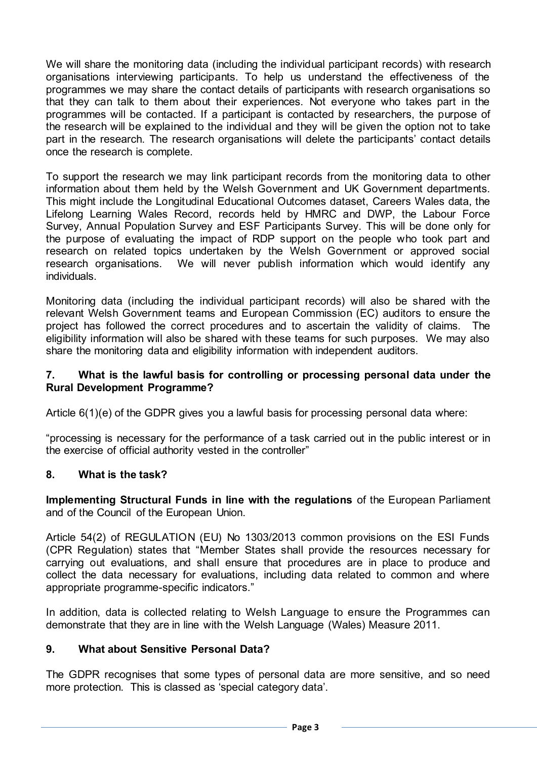We will share the monitoring data (including the individual participant records) with research organisations interviewing participants. To help us understand the effectiveness of the programmes we may share the contact details of participants with research organisations so that they can talk to them about their experiences. Not everyone who takes part in the programmes will be contacted. If a participant is contacted by researchers, the purpose of the research will be explained to the individual and they will be given the option not to take part in the research. The research organisations will delete the participants' contact details once the research is complete.

To support the research we may link participant records from the monitoring data to other information about them held by the Welsh Government and UK Government departments. This might include the Longitudinal Educational Outcomes dataset, Careers Wales data, the Lifelong Learning Wales Record, records held by HMRC and DWP, the Labour Force Survey, Annual Population Survey and ESF Participants Survey. This will be done only for the purpose of evaluating the impact of RDP support on the people who took part and research on related topics undertaken by the Welsh Government or approved social research organisations. We will never publish information which would identify any individuals.

Monitoring data (including the individual participant records) will also be shared with the relevant Welsh Government teams and European Commission (EC) auditors to ensure the project has followed the correct procedures and to ascertain the validity of claims. The eligibility information will also be shared with these teams for such purposes. We may also share the monitoring data and eligibility information with independent auditors.

## 7. What is the lawful basis for controlling or processing personal data under the Rural Development Programme?

Article 6(1)(e) of the GDPR gives you a lawful basis for processing personal data where:

"processing is necessary for the performance of a task carried out in the public interest or in the exercise of official authority vested in the controller"

## 8. What is the task?

**Implementing Structural Funds in line with the regulations** of the European Parliament and of the Council of the European Union.

Article 54(2) of REGULATION (EU) No 1303/2013 common provisions on the ESI Funds (CPR Regulation) states that "Member States shall provide the resources necessary for carrying out evaluations, and shall ensure that procedures are in place to produce and collect the data necessary for evaluations, including data related to common and where appropriate programme-specific indicators."

In addition, data is collected relating to Welsh Language to ensure the Programmes can demonstrate that they are in line with the Welsh Language (Wales) Measure 2011.

## 9. What about Sensitive Personal Data?

The GDPR recognises that some types of personal data are more sensitive, and so need more protection. This is classed as 'special category data'.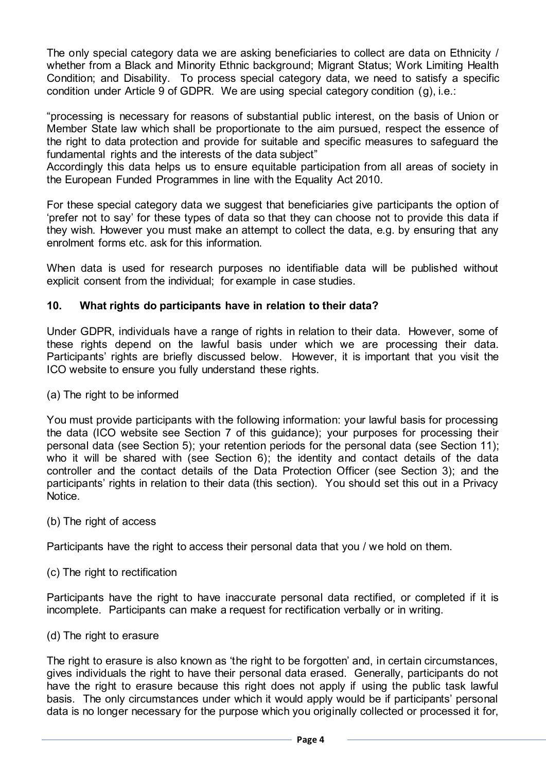The only special category data we are asking beneficiaries to collect are data on Ethnicity / whether from a Black and Minority Ethnic background; Migrant Status; Work Limiting Health Condition; and Disability. To process special category data, we need to satisfy a specific condition under Article 9 of GDPR. We are using special category condition (g), i.e.:

"processing is necessary for reasons of substantial public interest, on the basis of Union or Member State law which shall be proportionate to the aim pursued, respect the essence of the right to data protection and provide for suitable and specific measures to safeguard the fundamental rights and the interests of the data subject"

Accordingly this data helps us to ensure equitable participation from all areas of society in the European Funded Programmes in line with the Equality Act 2010.

For these special category data we suggest that beneficiaries give participants the option of 'prefer not to say' for these types of data so that they can choose not to provide this data if they wish. However you must make an attempt to collect the data, e.g. by ensuring that any enrolment forms etc. ask for this information.

When data is used for research purposes no identifiable data will be published without explicit consent from the individual; for example in case studies.

## 10. What rights do participants have in relation to their data?

Under GDPR, individuals have a range of rights in relation to their data. However, some of these rights depend on the lawful basis under which we are processing their data. Participants' rights are briefly discussed below. However, it is important that you visit the ICO website to ensure you fully understand these rights.

(a) The right to be informed

You must provide participants with the following information: your lawful basis for processing the data (ICO website see Section 7 of this guidance); your purposes for processing their personal data (see Section 5); your retention periods for the personal data (see Section 11); who it will be shared with (see Section 6); the identity and contact details of the data controller and the contact details of the Data Protection Officer (see Section 3); and the participants' rights in relation to their data (this section). You should set this out in a Privacy Notice.

(b) The right of access

Participants have the right to access their personal data that you / we hold on them.

(c) The right to rectification

Participants have the right to have inaccurate personal data rectified, or completed if it is incomplete. Participants can make a request for rectification verbally or in writing.

(d) The right to erasure

The right to erasure is also known as 'the right to be forgotten' and, in certain circumstances, gives individuals the right to have their personal data erased. Generally, participants do not have the right to erasure because this right does not apply if using the public task lawful basis. The only circumstances under which it would apply would be if participants' personal data is no longer necessary for the purpose which you originally collected or processed it for,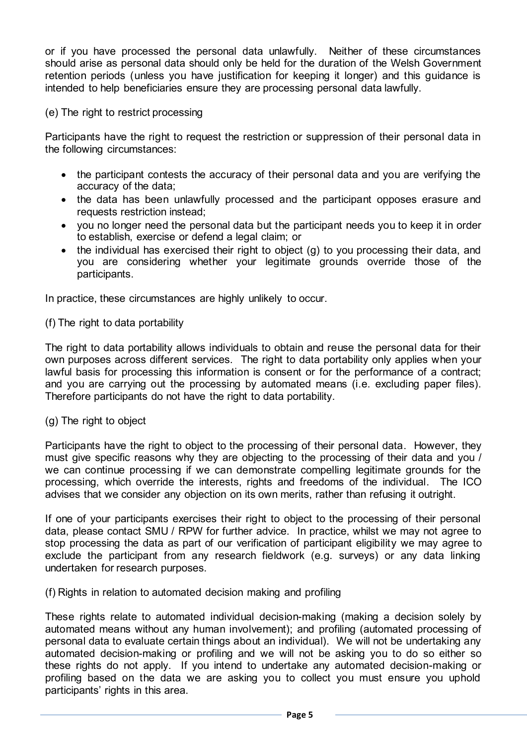or if you have processed the personal data unlawfully. Neither of these circumstances should arise as personal data should only be held for the duration of the Welsh Government retention periods (unless you have justification for keeping it longer) and this guidance is intended to help beneficiaries ensure they are processing personal data lawfully.

(e) The right to restrict processing

Participants have the right to request the restriction or suppression of their personal data in the following circumstances:

- the participant contests the accuracy of their personal data and you are verifying the accuracy of the data;
- the data has been unlawfully processed and the participant opposes erasure and requests restriction instead;
- you no longer need the personal data but the participant needs you to keep it in order to establish, exercise or defend a legal claim; or
- the individual has exercised their right to object (g) to you processing their data, and you are considering whether your legitimate grounds override those of the participants.

In practice, these circumstances are highly unlikely to occur.

(f) The right to data portability

The right to data portability allows individuals to obtain and reuse the personal data for their own purposes across different services. The right to data portability only applies when your lawful basis for processing this information is consent or for the performance of a contract; and you are carrying out the processing by automated means (i.e. excluding paper files). Therefore participants do not have the right to data portability.

(g) The right to object

Participants have the right to object to the processing of their personal data. However, they must give specific reasons why they are objecting to the processing of their data and you / we can continue processing if we can demonstrate compelling legitimate grounds for the processing, which override the interests, rights and freedoms of the individual. The ICO advises that we consider any objection on its own merits, rather than refusing it outright.

If one of your participants exercises their right to object to the processing of their personal data, please contact SMU / RPW for further advice. In practice, whilst we may not agree to stop processing the data as part of our verification of participant eligibility we may agree to exclude the participant from any research fieldwork (e.g. surveys) or any data linking undertaken for research purposes.

(f) Rights in relation to automated decision making and profiling

These rights relate to automated individual decision-making (making a decision solely by automated means without any human involvement); and profiling (automated processing of personal data to evaluate certain things about an individual). We will not be undertaking any automated decision-making or profiling and we will not be asking you to do so either so these rights do not apply. If you intend to undertake any automated decision-making or profiling based on the data we are asking you to collect you must ensure you uphold participants' rights in this area.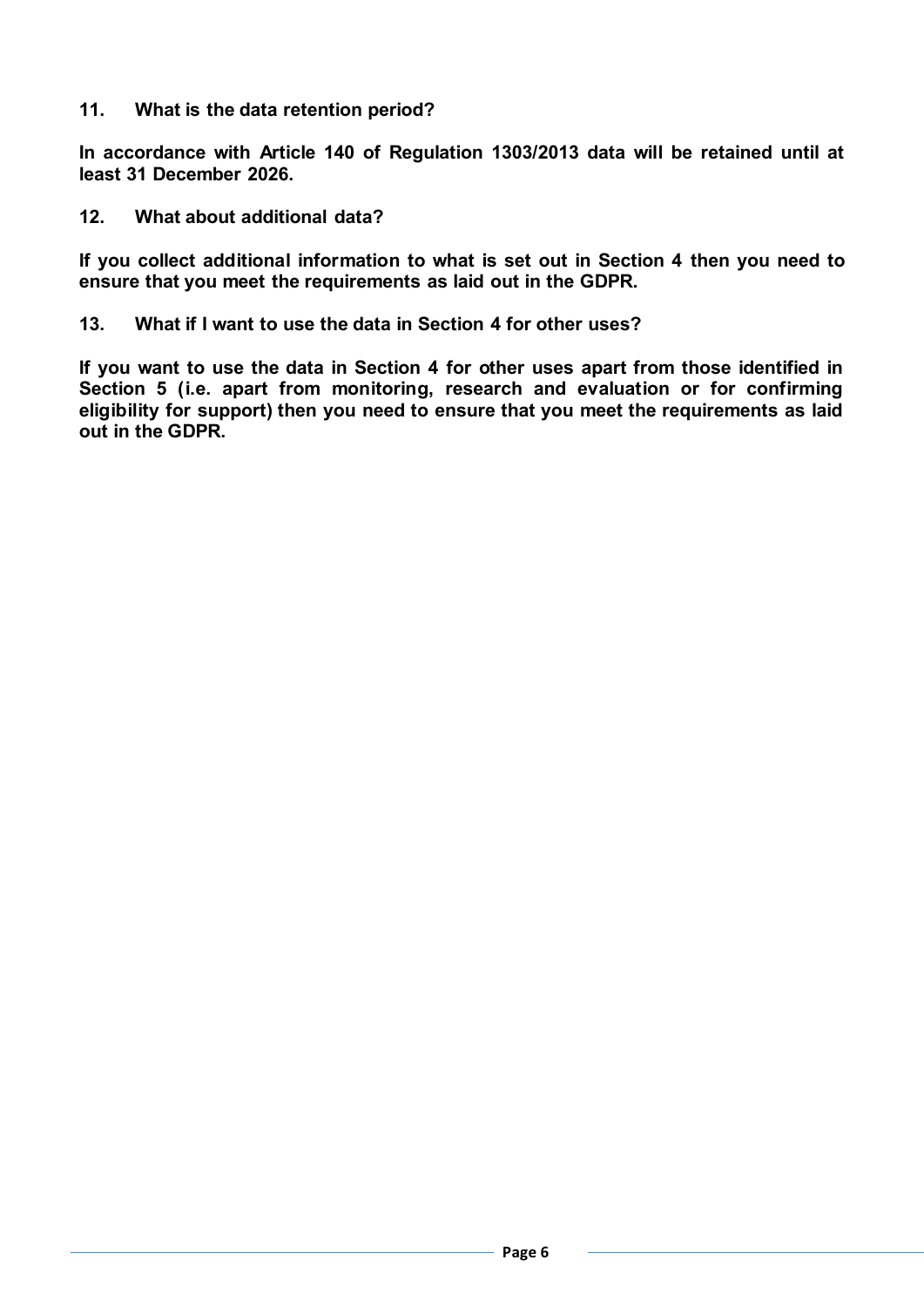**11. What is the data retention period?**

**In accordance with Article 140 of Regulation 1303/2013 data will be retained until at least 31 December 2026.**

**12. What about additional data?**

**If you collect additional information to what is set out in Section 4 then you need to ensure that you meet the requirements as laid out in the GDPR.**

**13. What if I want to use the data in Section 4 for other uses?**

**If you want to use the data in Section 4 for other uses apart from those identified in Section 5 (i.e. apart from monitoring, research and evaluation or for confirming eligibility for support) then you need to ensure that you meet the requirements as laid out in the GDPR.**